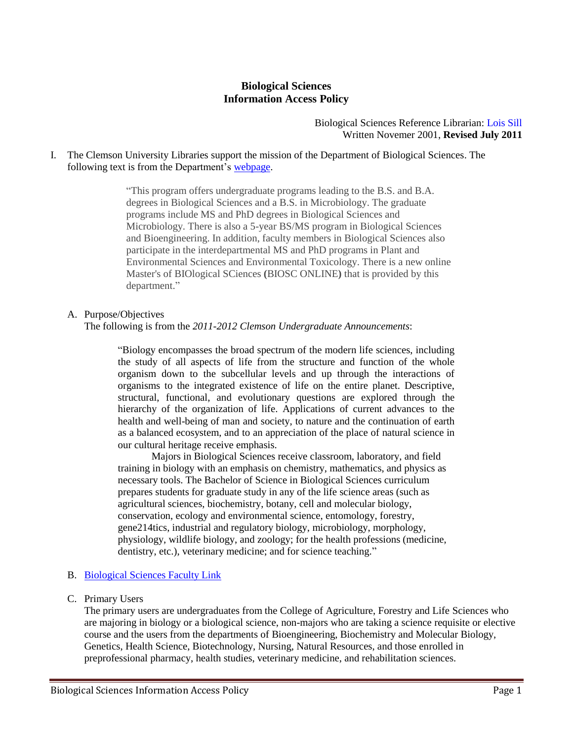# Biological Sciences
# Information Access Policy

Biological Sciences Reference Librarian: Lois Sill
Written Novemer 2001, **Revised July 2011**

I. The Clemson University Libraries support the mission of the Department of Biological Sciences. The following text is from the Department's webpage.

> "This program offers undergraduate programs leading to the B.S. and B.A. degrees in Biological Sciences and a B.S. in Microbiology. The graduate programs include MS and PhD degrees in Biological Sciences and Microbiology. There is also a 5-year BS/MS program in Biological Sciences and Bioengineering. In addition, faculty members in Biological Sciences also participate in the interdepartmental MS and PhD programs in Plant and Environmental Sciences and Environmental Toxicology. There is a new online Master's of BIOlogical SCiences **(**BIOSC ONLINE**)** that is provided by this department."

A. Purpose/Objectives

The following is from the *2011-2012 Clemson Undergraduate Announcements*:

> "Biology encompasses the broad spectrum of the modern life sciences, including the study of all aspects of life from the structure and function of the whole organism down to the subcellular levels and up through the interactions of organisms to the integrated existence of life on the entire planet. Descriptive, structural, functional, and evolutionary questions are explored through the hierarchy of the organization of life. Applications of current advances to the health and well-being of man and society, to nature and the continuation of earth as a balanced ecosystem, and to an appreciation of the place of natural science in our cultural heritage receive emphasis.
>
> Majors in Biological Sciences receive classroom, laboratory, and field training in biology with an emphasis on chemistry, mathematics, and physics as necessary tools. The Bachelor of Science in Biological Sciences curriculum prepares students for graduate study in any of the life science areas (such as agricultural sciences, biochemistry, botany, cell and molecular biology, conservation, ecology and environmental science, entomology, forestry, gene214tics, industrial and regulatory biology, microbiology, morphology, physiology, wildlife biology, and zoology; for the health professions (medicine, dentistry, etc.), veterinary medicine; and for science teaching."

B. Biological Sciences Faculty Link

C. Primary Users

The primary users are undergraduates from the College of Agriculture, Forestry and Life Sciences who are majoring in biology or a biological science, non-majors who are taking a science requisite or elective course and the users from the departments of Bioengineering, Biochemistry and Molecular Biology, Genetics, Health Science, Biotechnology, Nursing, Natural Resources, and those enrolled in preprofessional pharmacy, health studies, veterinary medicine, and rehabilitation sciences.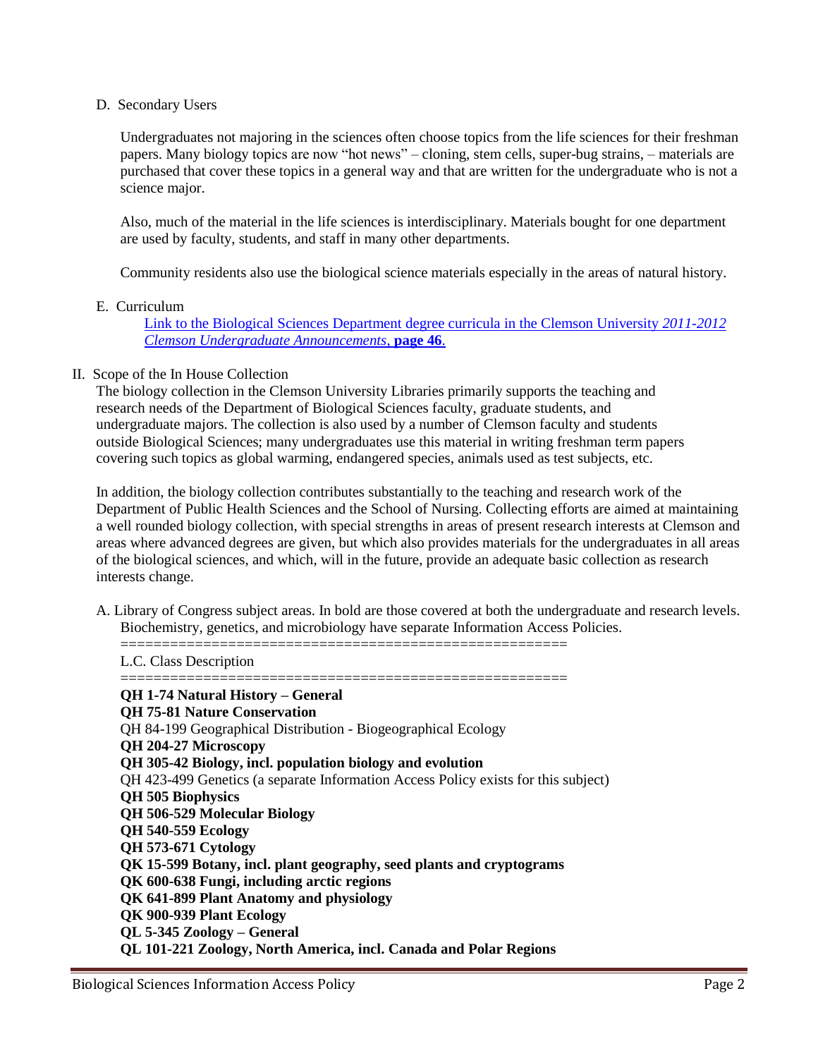D. Secondary Users

Undergraduates not majoring in the sciences often choose topics from the life sciences for their freshman papers. Many biology topics are now "hot news" – cloning, stem cells, super-bug strains, – materials are purchased that cover these topics in a general way and that are written for the undergraduate who is not a science major.

Also, much of the material in the life sciences is interdisciplinary. Materials bought for one department are used by faculty, students, and staff in many other departments.

Community residents also use the biological science materials especially in the areas of natural history.

E. Curriculum

[Link to the Biological Sciences Department degree curricula in the Clemson University *2011-2012 Clemson Undergraduate Announcements*, **page 46**.]

II. Scope of the In House Collection

The biology collection in the Clemson University Libraries primarily supports the teaching and research needs of the Department of Biological Sciences faculty, graduate students, and undergraduate majors. The collection is also used by a number of Clemson faculty and students outside Biological Sciences; many undergraduates use this material in writing freshman term papers covering such topics as global warming, endangered species, animals used as test subjects, etc.

In addition, the biology collection contributes substantially to the teaching and research work of the Department of Public Health Sciences and the School of Nursing. Collecting efforts are aimed at maintaining a well rounded biology collection, with special strengths in areas of present research interests at Clemson and areas where advanced degrees are given, but which also provides materials for the undergraduates in all areas of the biological sciences, and which, will in the future, provide an adequate basic collection as research interests change.

A. Library of Congress subject areas. In bold are those covered at both the undergraduate and research levels. Biochemistry, genetics, and microbiology have separate Information Access Policies.

=====================================================

L.C. Class Description

=====================================================

**QH 1-74 Natural History – General**
**QH 75-81 Nature Conservation**
QH 84-199 Geographical Distribution - Biogeographical Ecology
**QH 204-27 Microscopy**
**QH 305-42 Biology, incl. population biology and evolution**
QH 423-499 Genetics (a separate Information Access Policy exists for this subject)
**QH 505 Biophysics**
**QH 506-529 Molecular Biology**
**QH 540-559 Ecology**
**QH 573-671 Cytology**
**QK 15-599 Botany, incl. plant geography, seed plants and cryptograms**
**QK 600-638 Fungi, including arctic regions**
**QK 641-899 Plant Anatomy and physiology**
**QK 900-939 Plant Ecology**
**QL 5-345 Zoology – General**
**QL 101-221 Zoology, North America, incl. Canada and Polar Regions**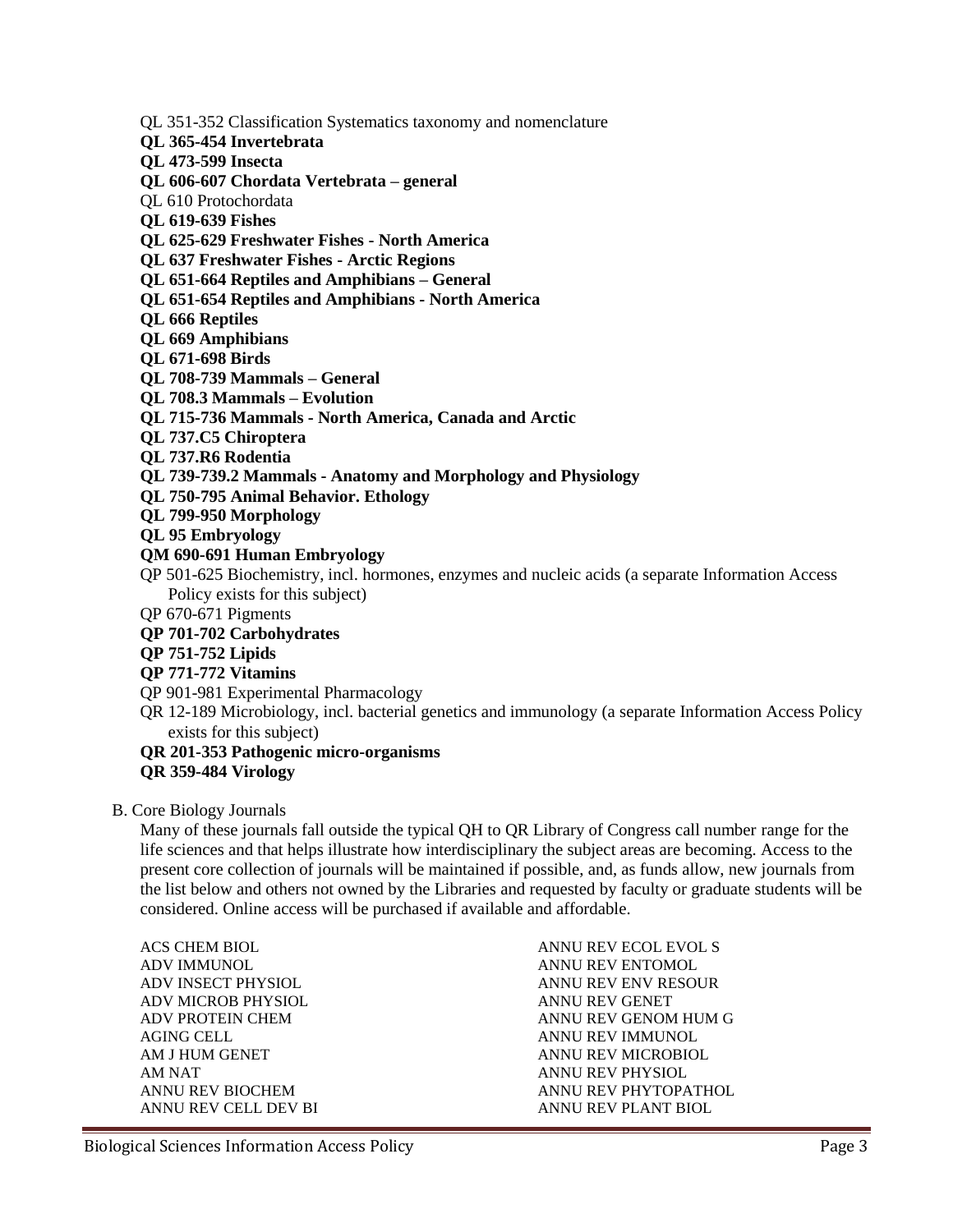QL 351-352 Classification Systematics taxonomy and nomenclature

**QL 365-454 Invertebrata**

**QL 473-599 Insecta**

**QL 606-607 Chordata Vertebrata – general**

QL 610 Protochordata

**QL 619-639 Fishes**

**QL 625-629 Freshwater Fishes - North America**

**QL 637 Freshwater Fishes - Arctic Regions**

**QL 651-664 Reptiles and Amphibians – General**

**QL 651-654 Reptiles and Amphibians - North America**

**QL 666 Reptiles**

**QL 669 Amphibians**

**QL 671-698 Birds**

**QL 708-739 Mammals – General**

**QL 708.3 Mammals – Evolution**

**QL 715-736 Mammals - North America, Canada and Arctic**

**QL 737.C5 Chiroptera**

**QL 737.R6 Rodentia**

**QL 739-739.2 Mammals - Anatomy and Morphology and Physiology**

**QL 750-795 Animal Behavior. Ethology**

**QL 799-950 Morphology**

**QL 95 Embryology**

**QM 690-691 Human Embryology**

QP 501-625 Biochemistry, incl. hormones, enzymes and nucleic acids (a separate Information Access Policy exists for this subject)

QP 670-671 Pigments

**QP 701-702 Carbohydrates**

**QP 751-752 Lipids**

**QP 771-772 Vitamins**

QP 901-981 Experimental Pharmacology

QR 12-189 Microbiology, incl. bacterial genetics and immunology (a separate Information Access Policy exists for this subject)

**QR 201-353 Pathogenic micro-organisms**

**QR 359-484 Virology**

B. Core Biology Journals

Many of these journals fall outside the typical QH to QR Library of Congress call number range for the life sciences and that helps illustrate how interdisciplinary the subject areas are becoming. Access to the present core collection of journals will be maintained if possible, and, as funds allow, new journals from the list below and others not owned by the Libraries and requested by faculty or graduate students will be considered. Online access will be purchased if available and affordable.

ACS CHEM BIOL
ADV IMMUNOL
ADV INSECT PHYSIOL
ADV MICROB PHYSIOL
ADV PROTEIN CHEM
AGING CELL
AM J HUM GENET
AM NAT
ANNU REV BIOCHEM
ANNU REV CELL DEV BI
ANNU REV ECOL EVOL S
ANNU REV ENTOMOL
ANNU REV ENV RESOUR
ANNU REV GENET
ANNU REV GENOM HUM G
ANNU REV IMMUNOL
ANNU REV MICROBIOL
ANNU REV PHYSIOL
ANNU REV PHYTOPATHOL
ANNU REV PLANT BIOL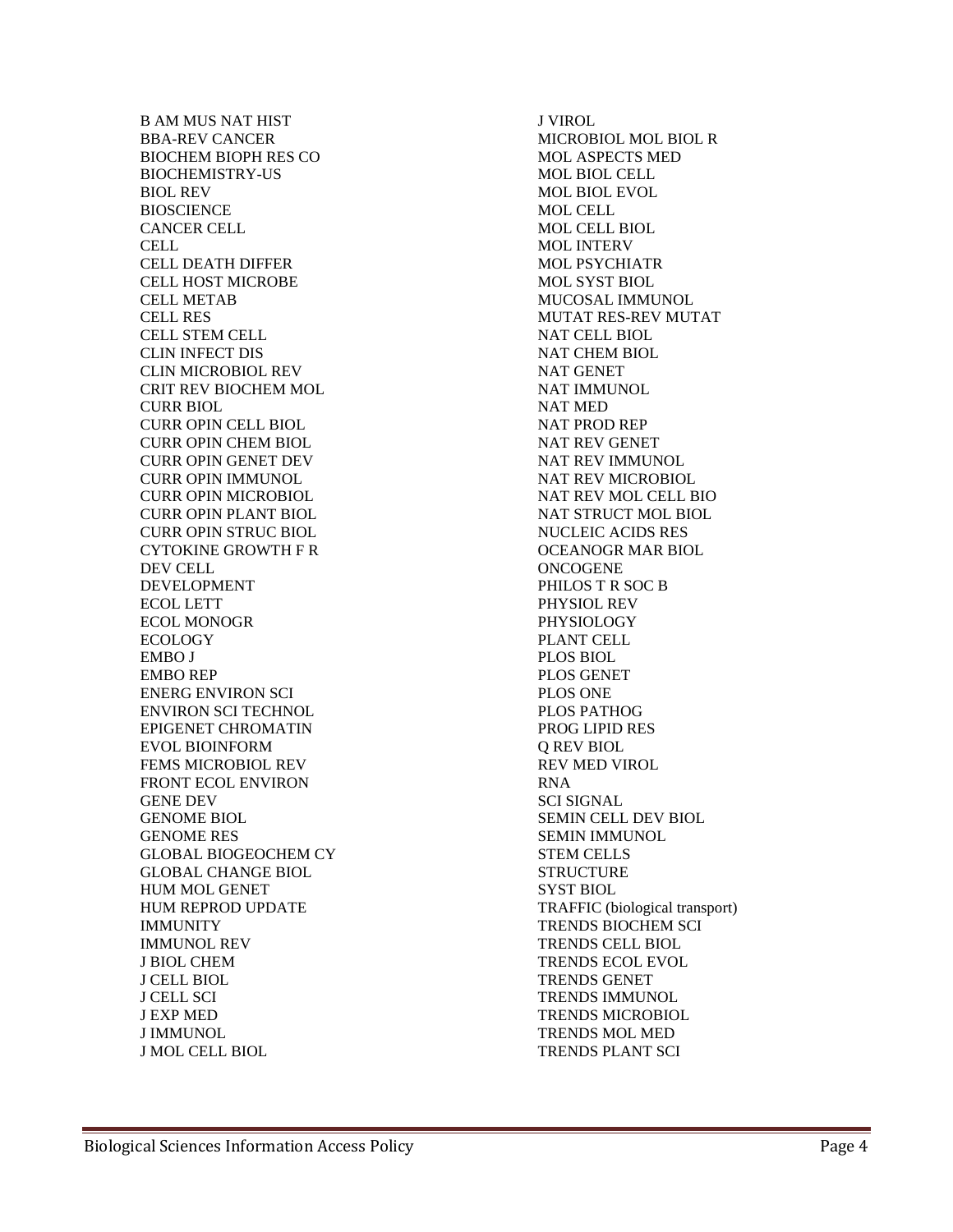B AM MUS NAT HIST
BBA-REV CANCER
BIOCHEM BIOPH RES CO
BIOCHEMISTRY-US
BIOL REV
BIOSCIENCE
CANCER CELL
CELL
CELL DEATH DIFFER
CELL HOST MICROBE
CELL METAB
CELL RES
CELL STEM CELL
CLIN INFECT DIS
CLIN MICROBIOL REV
CRIT REV BIOCHEM MOL
CURR BIOL
CURR OPIN CELL BIOL
CURR OPIN CHEM BIOL
CURR OPIN GENET DEV
CURR OPIN IMMUNOL
CURR OPIN MICROBIOL
CURR OPIN PLANT BIOL
CURR OPIN STRUC BIOL
CYTOKINE GROWTH F R
DEV CELL
DEVELOPMENT
ECOL LETT
ECOL MONOGR
ECOLOGY
EMBO J
EMBO REP
ENERG ENVIRON SCI
ENVIRON SCI TECHNOL
EPIGENET CHROMATIN
EVOL BIOINFORM
FEMS MICROBIOL REV
FRONT ECOL ENVIRON
GENE DEV
GENOME BIOL
GENOME RES
GLOBAL BIOGEOCHEM CY
GLOBAL CHANGE BIOL
HUM MOL GENET
HUM REPROD UPDATE
IMMUNITY
IMMUNOL REV
J BIOL CHEM
J CELL BIOL
J CELL SCI
J EXP MED
J IMMUNOL
J MOL CELL BIOL
J VIROL
MICROBIOL MOL BIOL R
MOL ASPECTS MED
MOL BIOL CELL
MOL BIOL EVOL
MOL CELL
MOL CELL BIOL
MOL INTERV
MOL PSYCHIATR
MOL SYST BIOL
MUCOSAL IMMUNOL
MUTAT RES-REV MUTAT
NAT CELL BIOL
NAT CHEM BIOL
NAT GENET
NAT IMMUNOL
NAT MED
NAT PROD REP
NAT REV GENET
NAT REV IMMUNOL
NAT REV MICROBIOL
NAT REV MOL CELL BIO
NAT STRUCT MOL BIOL
NUCLEIC ACIDS RES
OCEANOGR MAR BIOL
ONCOGENE
PHILOS T R SOC B
PHYSIOL REV
PHYSIOLOGY
PLANT CELL
PLOS BIOL
PLOS GENET
PLOS ONE
PLOS PATHOG
PROG LIPID RES
Q REV BIOL
REV MED VIROL
RNA
SCI SIGNAL
SEMIN CELL DEV BIOL
SEMIN IMMUNOL
STEM CELLS
STRUCTURE
SYST BIOL
TRAFFIC (biological transport)
TRENDS BIOCHEM SCI
TRENDS CELL BIOL
TRENDS ECOL EVOL
TRENDS GENET
TRENDS IMMUNOL
TRENDS MICROBIOL
TRENDS MOL MED
TRENDS PLANT SCI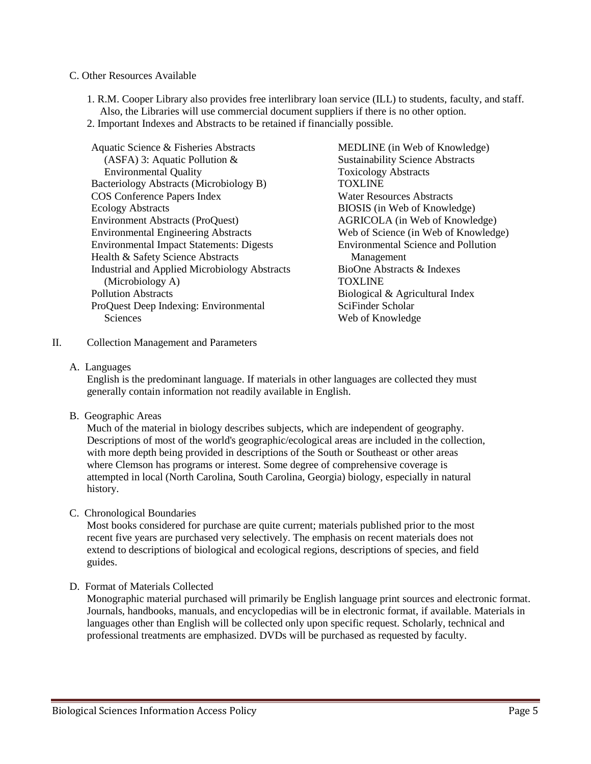C. Other Resources Available

1. R.M. Cooper Library also provides free interlibrary loan service (ILL) to students, faculty, and staff. Also, the Libraries will use commercial document suppliers if there is no other option.
2. Important Indexes and Abstracts to be retained if financially possible.

- Aquatic Science & Fisheries Abstracts (ASFA) 3: Aquatic Pollution & Environmental Quality
- Bacteriology Abstracts (Microbiology B)
- COS Conference Papers Index
- Ecology Abstracts
- Environment Abstracts (ProQuest)
- Environmental Engineering Abstracts
- Environmental Impact Statements: Digests
- Health & Safety Science Abstracts
- Industrial and Applied Microbiology Abstracts (Microbiology A)
- Pollution Abstracts
- ProQuest Deep Indexing: Environmental Sciences
- MEDLINE (in Web of Knowledge)
- Sustainability Science Abstracts
- Toxicology Abstracts
- TOXLINE
- Water Resources Abstracts
- BIOSIS (in Web of Knowledge)
- AGRICOLA (in Web of Knowledge)
- Web of Science (in Web of Knowledge)
- Environmental Science and Pollution Management
- BioOne Abstracts & Indexes
- TOXLINE
- Biological & Agricultural Index
- SciFinder Scholar
- Web of Knowledge

## II. Collection Management and Parameters

A. Languages

English is the predominant language. If materials in other languages are collected they must generally contain information not readily available in English.

B. Geographic Areas

Much of the material in biology describes subjects, which are independent of geography. Descriptions of most of the world's geographic/ecological areas are included in the collection, with more depth being provided in descriptions of the South or Southeast or other areas where Clemson has programs or interest. Some degree of comprehensive coverage is attempted in local (North Carolina, South Carolina, Georgia) biology, especially in natural history.

C. Chronological Boundaries

Most books considered for purchase are quite current; materials published prior to the most recent five years are purchased very selectively. The emphasis on recent materials does not extend to descriptions of biological and ecological regions, descriptions of species, and field guides.

D. Format of Materials Collected

Monographic material purchased will primarily be English language print sources and electronic format. Journals, handbooks, manuals, and encyclopedias will be in electronic format, if available. Materials in languages other than English will be collected only upon specific request. Scholarly, technical and professional treatments are emphasized. DVDs will be purchased as requested by faculty.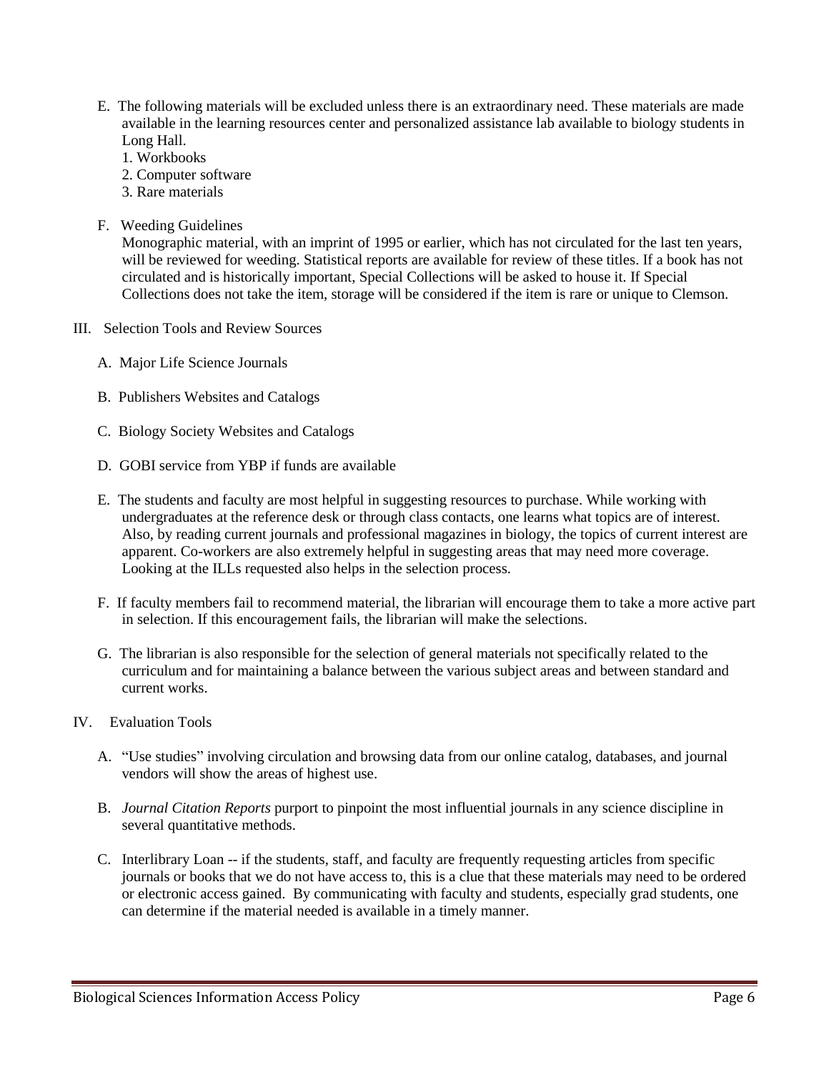E. The following materials will be excluded unless there is an extraordinary need. These materials are made available in the learning resources center and personalized assistance lab available to biology students in Long Hall.
   1. Workbooks
   2. Computer software
   3. Rare materials

F. Weeding Guidelines
   Monographic material, with an imprint of 1995 or earlier, which has not circulated for the last ten years, will be reviewed for weeding. Statistical reports are available for review of these titles. If a book has not circulated and is historically important, Special Collections will be asked to house it. If Special Collections does not take the item, storage will be considered if the item is rare or unique to Clemson.

## III. Selection Tools and Review Sources

A. Major Life Science Journals

B. Publishers Websites and Catalogs

C. Biology Society Websites and Catalogs

D. GOBI service from YBP if funds are available

E. The students and faculty are most helpful in suggesting resources to purchase. While working with undergraduates at the reference desk or through class contacts, one learns what topics are of interest. Also, by reading current journals and professional magazines in biology, the topics of current interest are apparent. Co-workers are also extremely helpful in suggesting areas that may need more coverage. Looking at the ILLs requested also helps in the selection process.

F. If faculty members fail to recommend material, the librarian will encourage them to take a more active part in selection. If this encouragement fails, the librarian will make the selections.

G. The librarian is also responsible for the selection of general materials not specifically related to the curriculum and for maintaining a balance between the various subject areas and between standard and current works.

## IV. Evaluation Tools

A. "Use studies" involving circulation and browsing data from our online catalog, databases, and journal vendors will show the areas of highest use.

B. *Journal Citation Reports* purport to pinpoint the most influential journals in any science discipline in several quantitative methods.

C. Interlibrary Loan -- if the students, staff, and faculty are frequently requesting articles from specific journals or books that we do not have access to, this is a clue that these materials may need to be ordered or electronic access gained. By communicating with faculty and students, especially grad students, one can determine if the material needed is available in a timely manner.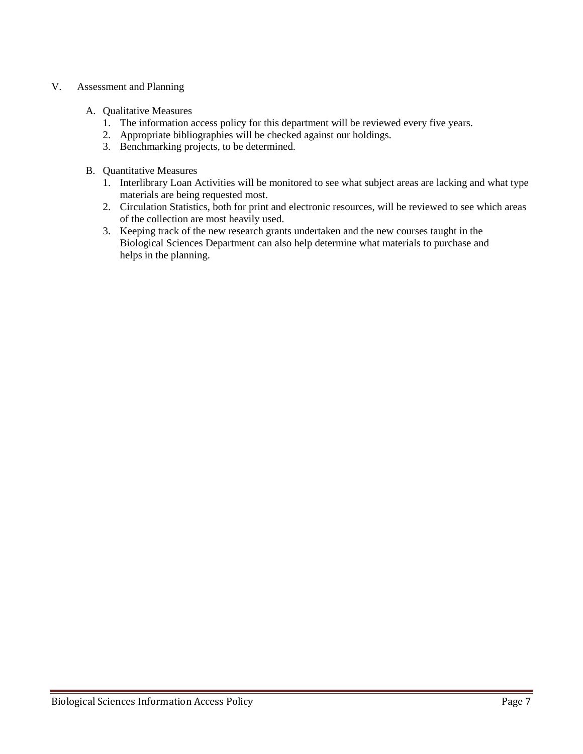## V. Assessment and Planning

A. Qualitative Measures
1. The information access policy for this department will be reviewed every five years.
2. Appropriate bibliographies will be checked against our holdings.
3. Benchmarking projects, to be determined.

B. Quantitative Measures
1. Interlibrary Loan Activities will be monitored to see what subject areas are lacking and what type materials are being requested most.
2. Circulation Statistics, both for print and electronic resources, will be reviewed to see which areas of the collection are most heavily used.
3. Keeping track of the new research grants undertaken and the new courses taught in the Biological Sciences Department can also help determine what materials to purchase and helps in the planning.